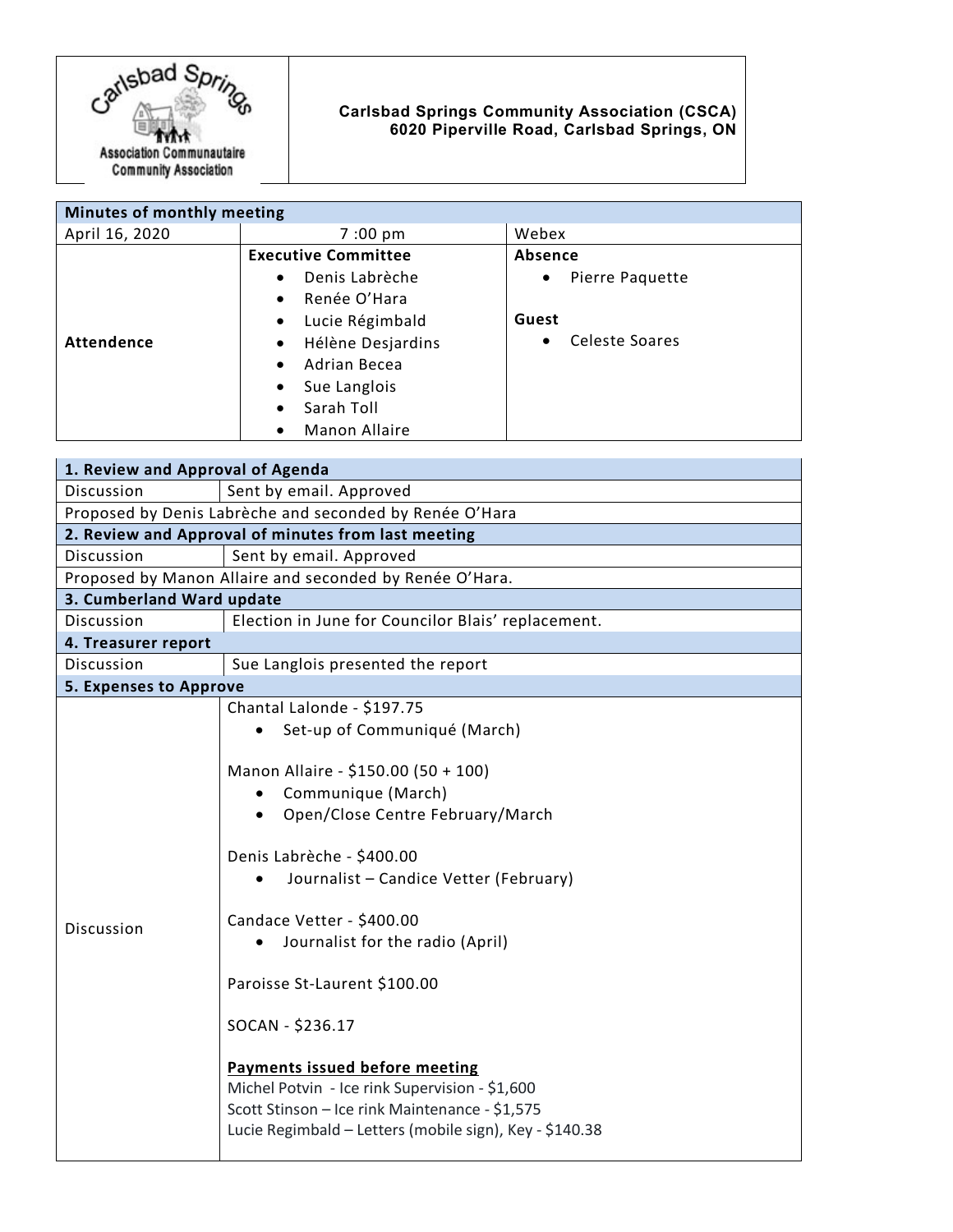**Carlsbad Springs Community Association (CSCA)**
**6020 Piperville Road, Carlsbad Springs, ON**

| Minutes of monthly meeting | | |
|---|---|---|
| April 16, 2020 | 7 :00 pm | Webex |
| **Attendence** | **Executive Committee**<br>• Denis Labrèche<br>• Renée O'Hara<br>• Lucie Régimbald<br>• Hélène Desjardins<br>• Adrian Becea<br>• Sue Langlois<br>• Sarah Toll<br>• Manon Allaire | **Absence**<br>• Pierre Paquette<br><br>**Guest**<br>• Celeste Soares |

| **1. Review and Approval of Agenda** | |
|---|---|
| Discussion | Sent by email. Approved |
| Proposed by Denis Labrèche and seconded by Renée O'Hara | |
| **2. Review and Approval of minutes from last meeting** | |
| Discussion | Sent by email. Approved |
| Proposed by Manon Allaire and seconded by Renée O'Hara. | |
| **3. Cumberland Ward update** | |
| Discussion | Election in June for Councilor Blais' replacement. |
| **4. Treasurer report** | |
| Discussion | Sue Langlois presented the report |
| **5. Expenses to Approve** | |
| Discussion | Chantal Lalonde - $197.75<br>• Set-up of Communiqué (March)<br><br>Manon Allaire - $150.00 (50 + 100)<br>• Communique (March)<br>• Open/Close Centre February/March<br><br>Denis Labrèche - $400.00<br>• Journalist – Candice Vetter (February)<br><br>Candace Vetter - $400.00<br>• Journalist for the radio (April)<br><br>Paroisse St-Laurent $100.00<br><br>SOCAN - $236.17<br><br>**Payments issued before meeting**<br>Michel Potvin - Ice rink Supervision - $1,600<br>Scott Stinson – Ice rink Maintenance - $1,575<br>Lucie Regimbald – Letters (mobile sign), Key - $140.38 |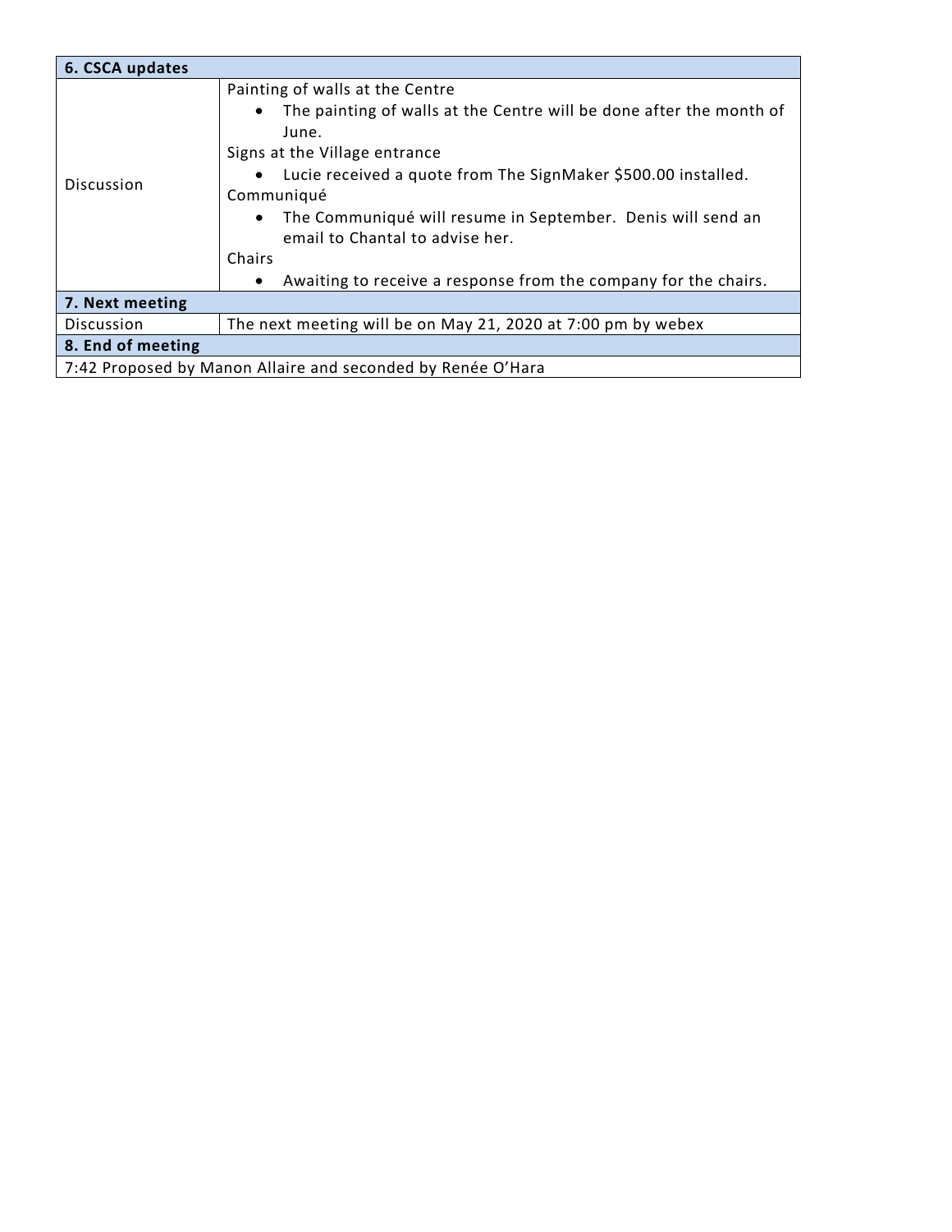| 6. CSCA updates | |
|---|---|
| Discussion | Painting of walls at the Centre<br>• The painting of walls at the Centre will be done after the month of June.<br>Signs at the Village entrance<br>• Lucie received a quote from The SignMaker $500.00 installed.<br>Communiqué<br>• The Communiqué will resume in September. Denis will send an email to Chantal to advise her.<br>Chairs<br>• Awaiting to receive a response from the company for the chairs. |
| **7. Next meeting** | |
| Discussion | The next meeting will be on May 21, 2020 at 7:00 pm by webex |
| **8. End of meeting** | |
| 7:42 Proposed by Manon Allaire and seconded by Renée O'Hara | |